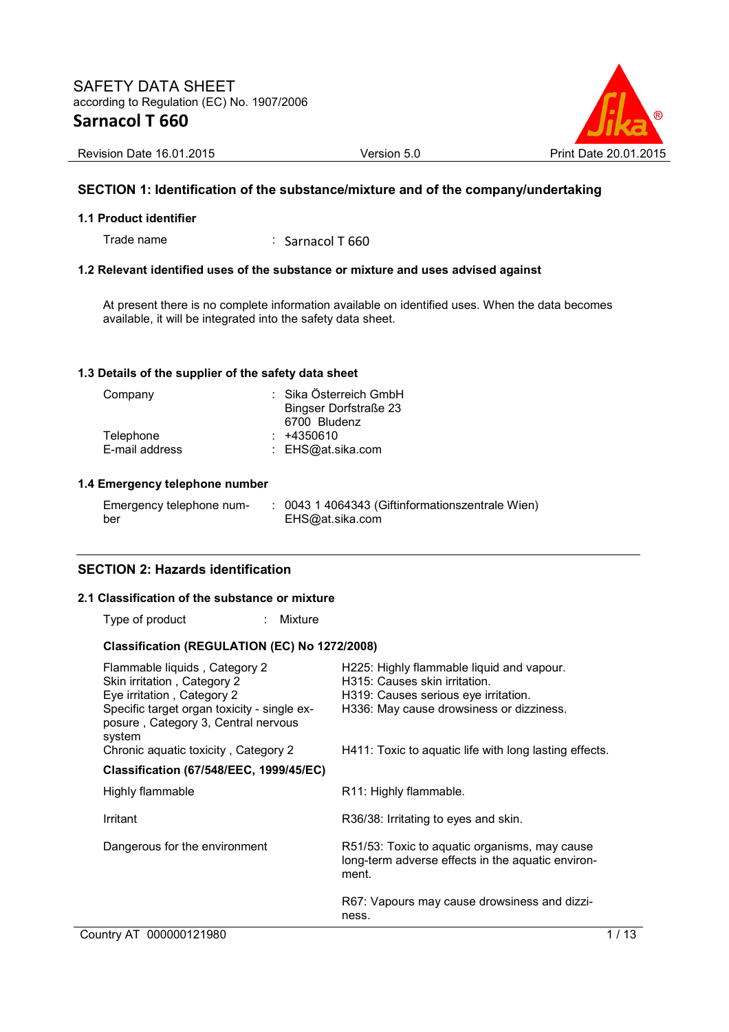# SAFETY DATA SHEET

according to Regulation (EC) No. 1907/2006

# Sarnacol T 660

Revision Date 16.01.2015 | Version 5.0 | Print Date 20.01.2015

## SECTION 1: Identification of the substance/mixture and of the company/undertaking

### 1.1 Product identifier

Trade name : Sarnacol T 660

### 1.2 Relevant identified uses of the substance or mixture and uses advised against

At present there is no complete information available on identified uses. When the data becomes available, it will be integrated into the safety data sheet.

### 1.3 Details of the supplier of the safety data sheet

| | |
|---|---|
| Company | : Sika Österreich GmbH<br>Bingser Dorfstraße 23<br>6700 Bludenz |
| Telephone | : +4350610 |
| E-mail address | : EHS@at.sika.com |

### 1.4 Emergency telephone number

| | |
|---|---|
| Emergency telephone number | : 0043 1 4064343 (Giftinformationszentrale Wien)<br>EHS@at.sika.com |

## SECTION 2: Hazards identification

### 2.1 Classification of the substance or mixture

Type of product : Mixture

**Classification (REGULATION (EC) No 1272/2008)**

| | |
|---|---|
| Flammable liquids , Category 2 | H225: Highly flammable liquid and vapour. |
| Skin irritation , Category 2 | H315: Causes skin irritation. |
| Eye irritation , Category 2 | H319: Causes serious eye irritation. |
| Specific target organ toxicity - single exposure , Category 3, Central nervous system | H336: May cause drowsiness or dizziness. |
| Chronic aquatic toxicity , Category 2 | H411: Toxic to aquatic life with long lasting effects. |

**Classification (67/548/EEC, 1999/45/EC)**

| | |
|---|---|
| Highly flammable | R11: Highly flammable. |
| Irritant | R36/38: Irritating to eyes and skin. |
| Dangerous for the environment | R51/53: Toxic to aquatic organisms, may cause long-term adverse effects in the aquatic environment. |
| | R67: Vapours may cause drowsiness and dizziness. |

Country AT 000000121980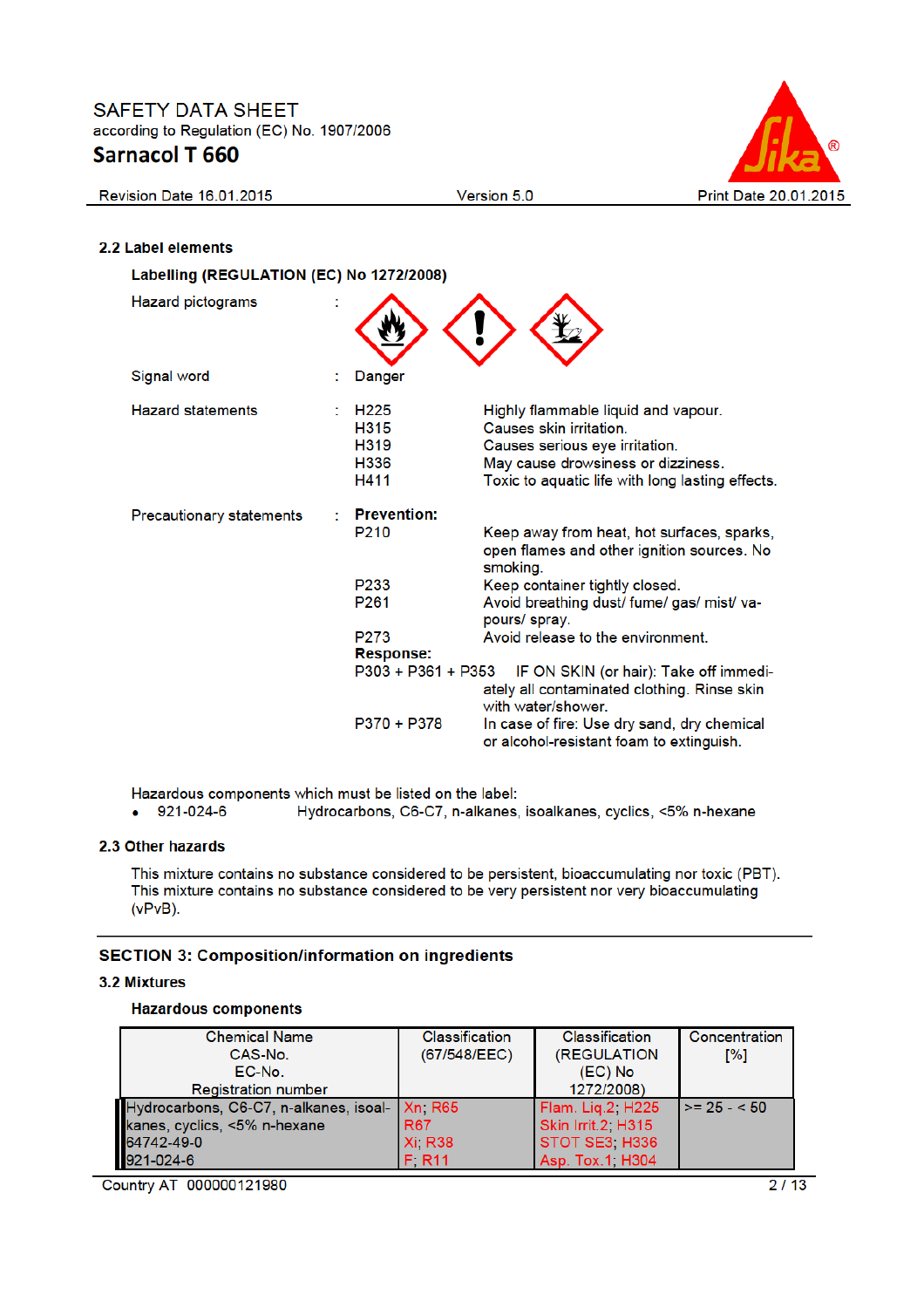## 2.2 Label elements

**Labelling (REGULATION (EC) No 1272/2008)**

Hazard pictograms :

Signal word : Danger

Hazard statements :

| | |
|---|---|
| H225 | Highly flammable liquid and vapour. |
| H315 | Causes skin irritation. |
| H319 | Causes serious eye irritation. |
| H336 | May cause drowsiness or dizziness. |
| H411 | Toxic to aquatic life with long lasting effects. |

Precautionary statements :

**Prevention:**

| | |
|---|---|
| P210 | Keep away from heat, hot surfaces, sparks, open flames and other ignition sources. No smoking. |
| P233 | Keep container tightly closed. |
| P261 | Avoid breathing dust/ fume/ gas/ mist/ vapours/ spray. |
| P273 | Avoid release to the environment. |

**Response:**

| | |
|---|---|
| P303 + P361 + P353 | IF ON SKIN (or hair): Take off immediately all contaminated clothing. Rinse skin with water/shower. |
| P370 + P378 | In case of fire: Use dry sand, dry chemical or alcohol-resistant foam to extinguish. |

Hazardous components which must be listed on the label:

- 921-024-6 Hydrocarbons, C6-C7, n-alkanes, isoalkanes, cyclics, <5% n-hexane

## 2.3 Other hazards

This mixture contains no substance considered to be persistent, bioaccumulating nor toxic (PBT).
This mixture contains no substance considered to be very persistent nor very bioaccumulating (vPvB).

# SECTION 3: Composition/information on ingredients

## 3.2 Mixtures

**Hazardous components**

| Chemical Name<br>CAS-No.<br>EC-No.<br>Registration number | Classification<br>(67/548/EEC) | Classification<br>(REGULATION (EC) No 1272/2008) | Concentration [%] |
|---|---|---|---|
| Hydrocarbons, C6-C7, n-alkanes, isoalkanes, cyclics, <5% n-hexane<br>64742-49-0<br>921-024-6 | Xn; R65<br>R67<br>Xi; R38<br>F; R11 | Flam. Liq.2; H225<br>Skin Irrit.2; H315<br>STOT SE3; H336<br>Asp. Tox.1; H304 | >= 25 - < 50 |

Country AT 000000121980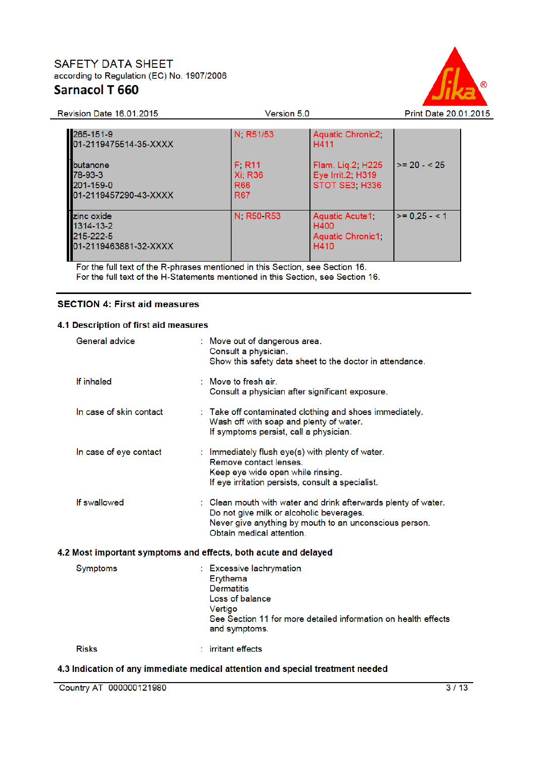| | | | |
|---|---|---|---|
| 265-151-9<br>01-2119475514-35-XXXX | N; R51/53 | Aquatic Chronic2; H411 | |
| butanone<br>78-93-3<br>201-159-0<br>01-2119457290-43-XXXX | F; R11<br>Xi; R36<br>R66<br>R67 | Flam. Liq.2; H225<br>Eye Irrit.2; H319<br>STOT SE3; H336 | >= 20 - < 25 |
| zinc oxide<br>1314-13-2<br>215-222-5<br>01-2119463881-32-XXXX | N; R50-R53 | Aquatic Acute1; H400<br>Aquatic Chronic1; H410 | >= 0,25 - < 1 |

For the full text of the R-phrases mentioned in this Section, see Section 16.
For the full text of the H-Statements mentioned in this Section, see Section 16.

## SECTION 4: First aid measures

### 4.1 Description of first aid measures

General advice : Move out of dangerous area.
Consult a physician.
Show this safety data sheet to the doctor in attendance.

If inhaled : Move to fresh air.
Consult a physician after significant exposure.

In case of skin contact : Take off contaminated clothing and shoes immediately.
Wash off with soap and plenty of water.
If symptoms persist, call a physician.

In case of eye contact : Immediately flush eye(s) with plenty of water.
Remove contact lenses.
Keep eye wide open while rinsing.
If eye irritation persists, consult a specialist.

If swallowed : Clean mouth with water and drink afterwards plenty of water.
Do not give milk or alcoholic beverages.
Never give anything by mouth to an unconscious person.
Obtain medical attention.

### 4.2 Most important symptoms and effects, both acute and delayed

Symptoms : Excessive lachrymation
Erythema
Dermatitis
Loss of balance
Vertigo
See Section 11 for more detailed information on health effects and symptoms.

Risks : irritant effects

### 4.3 Indication of any immediate medical attention and special treatment needed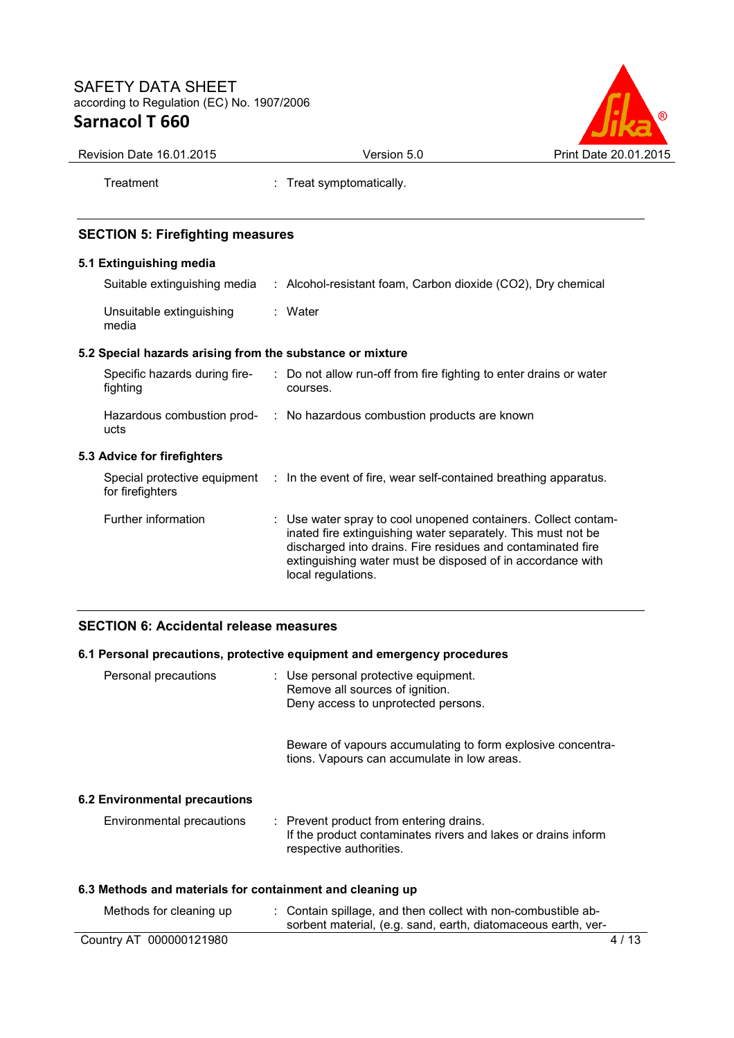Treatment : Treat symptomatically.

## SECTION 5: Firefighting measures

### 5.1 Extinguishing media

Suitable extinguishing media : Alcohol-resistant foam, Carbon dioxide ($CO_2$), Dry chemical

Unsuitable extinguishing media : Water

### 5.2 Special hazards arising from the substance or mixture

Specific hazards during fire-fighting : Do not allow run-off from fire fighting to enter drains or water courses.

Hazardous combustion products : No hazardous combustion products are known

### 5.3 Advice for firefighters

Special protective equipment for firefighters : In the event of fire, wear self-contained breathing apparatus.

Further information : Use water spray to cool unopened containers. Collect contaminated fire extinguishing water separately. This must not be discharged into drains. Fire residues and contaminated fire extinguishing water must be disposed of in accordance with local regulations.

## SECTION 6: Accidental release measures

### 6.1 Personal precautions, protective equipment and emergency procedures

Personal precautions : Use personal protective equipment.
Remove all sources of ignition.
Deny access to unprotected persons.

Beware of vapours accumulating to form explosive concentrations. Vapours can accumulate in low areas.

### 6.2 Environmental precautions

Environmental precautions : Prevent product from entering drains.
If the product contaminates rivers and lakes or drains inform respective authorities.

### 6.3 Methods and materials for containment and cleaning up

Methods for cleaning up : Contain spillage, and then collect with non-combustible absorbent material, (e.g. sand, earth, diatomaceous earth, ver-

Country AT 000000121980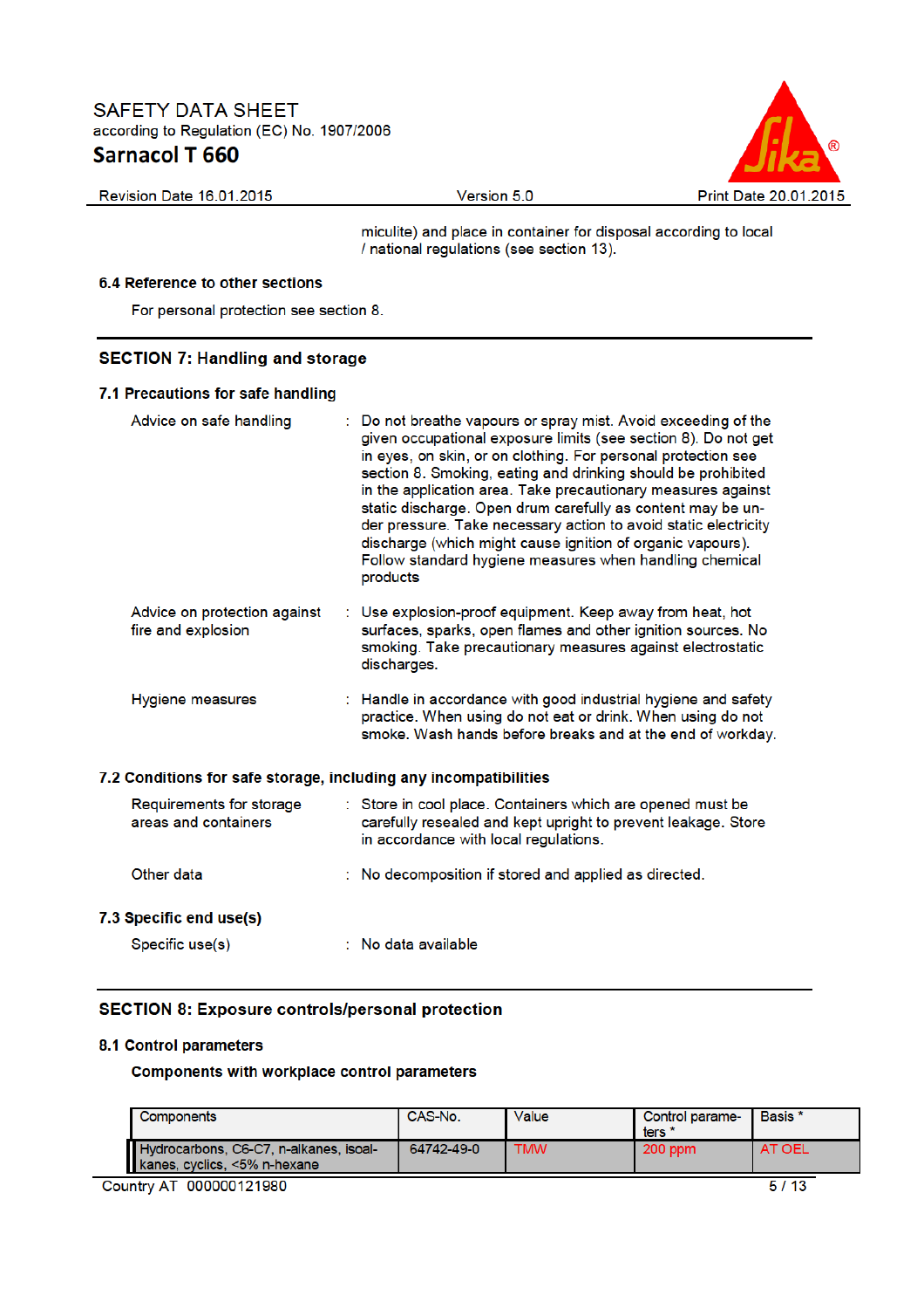miculite) and place in container for disposal according to local / national regulations (see section 13).

**6.4 Reference to other sections**

For personal protection see section 8.

## SECTION 7: Handling and storage

### 7.1 Precautions for safe handling

| | | |
|---|---|---|
| Advice on safe handling | : | Do not breathe vapours or spray mist. Avoid exceeding of the given occupational exposure limits (see section 8). Do not get in eyes, on skin, or on clothing. For personal protection see section 8. Smoking, eating and drinking should be prohibited in the application area. Take precautionary measures against static discharge. Open drum carefully as content may be under pressure. Take necessary action to avoid static electricity discharge (which might cause ignition of organic vapours). Follow standard hygiene measures when handling chemical products |
| Advice on protection against fire and explosion | : | Use explosion-proof equipment. Keep away from heat, hot surfaces, sparks, open flames and other ignition sources. No smoking. Take precautionary measures against electrostatic discharges. |
| Hygiene measures | : | Handle in accordance with good industrial hygiene and safety practice. When using do not eat or drink. When using do not smoke. Wash hands before breaks and at the end of workday. |

### 7.2 Conditions for safe storage, including any incompatibilities

| | | |
|---|---|---|
| Requirements for storage areas and containers | : | Store in cool place. Containers which are opened must be carefully resealed and kept upright to prevent leakage. Store in accordance with local regulations. |
| Other data | : | No decomposition if stored and applied as directed. |

### 7.3 Specific end use(s)

| | | |
|---|---|---|
| Specific use(s) | : | No data available |

## SECTION 8: Exposure controls/personal protection

### 8.1 Control parameters

**Components with workplace control parameters**

| Components | CAS-No. | Value | Control parameters * | Basis * |
|---|---|---|---|---|
| Hydrocarbons, C6-C7, n-alkanes, isoalkanes, cyclics, <5% n-hexane | 64742-49-0 | TMW | 200 ppm | AT OEL |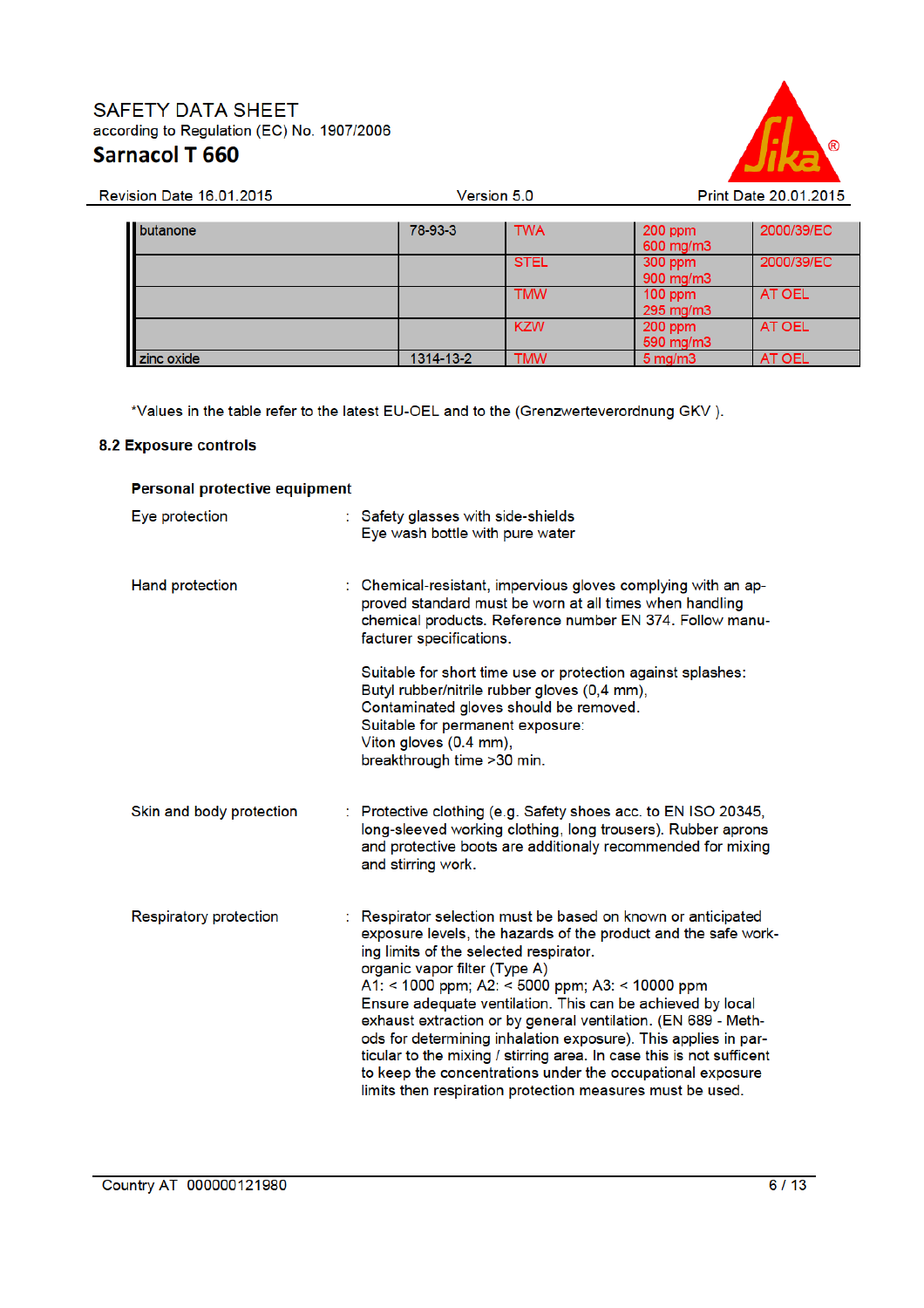| | | | | |
|---|---|---|---|---|
| butanone | 78-93-3 | TWA | 200 ppm<br>600 mg/m3 | 2000/39/EC |
| | | STEL | 300 ppm<br>900 mg/m3 | 2000/39/EC |
| | | TMW | 100 ppm<br>295 mg/m3 | AT OEL |
| | | KZW | 200 ppm<br>590 mg/m3 | AT OEL |
| zinc oxide | 1314-13-2 | TMW | 5 mg/m3 | AT OEL |

*Values in the table refer to the latest EU-OEL and to the (Grenzwerteverordnung GKV ).

## 8.2 Exposure controls

### Personal protective equipment

**Eye protection** : Safety glasses with side-shields
Eye wash bottle with pure water

**Hand protection** : Chemical-resistant, impervious gloves complying with an approved standard must be worn at all times when handling chemical products. Reference number EN 374. Follow manufacturer specifications.

Suitable for short time use or protection against splashes:
Butyl rubber/nitrile rubber gloves (0,4 mm),
Contaminated gloves should be removed.
Suitable for permanent exposure:
Viton gloves (0.4 mm),
breakthrough time >30 min.

**Skin and body protection** : Protective clothing (e.g. Safety shoes acc. to EN ISO 20345, long-sleeved working clothing, long trousers). Rubber aprons and protective boots are additionaly recommended for mixing and stirring work.

**Respiratory protection** : Respirator selection must be based on known or anticipated exposure levels, the hazards of the product and the safe working limits of the selected respirator.
organic vapor filter (Type A)
A1: < 1000 ppm; A2: < 5000 ppm; A3: < 10000 ppm
Ensure adequate ventilation. This can be achieved by local exhaust extraction or by general ventilation. (EN 689 - Methods for determining inhalation exposure). This applies in particular to the mixing / stirring area. In case this is not sufficent to keep the concentrations under the occupational exposure limits then respiration protection measures must be used.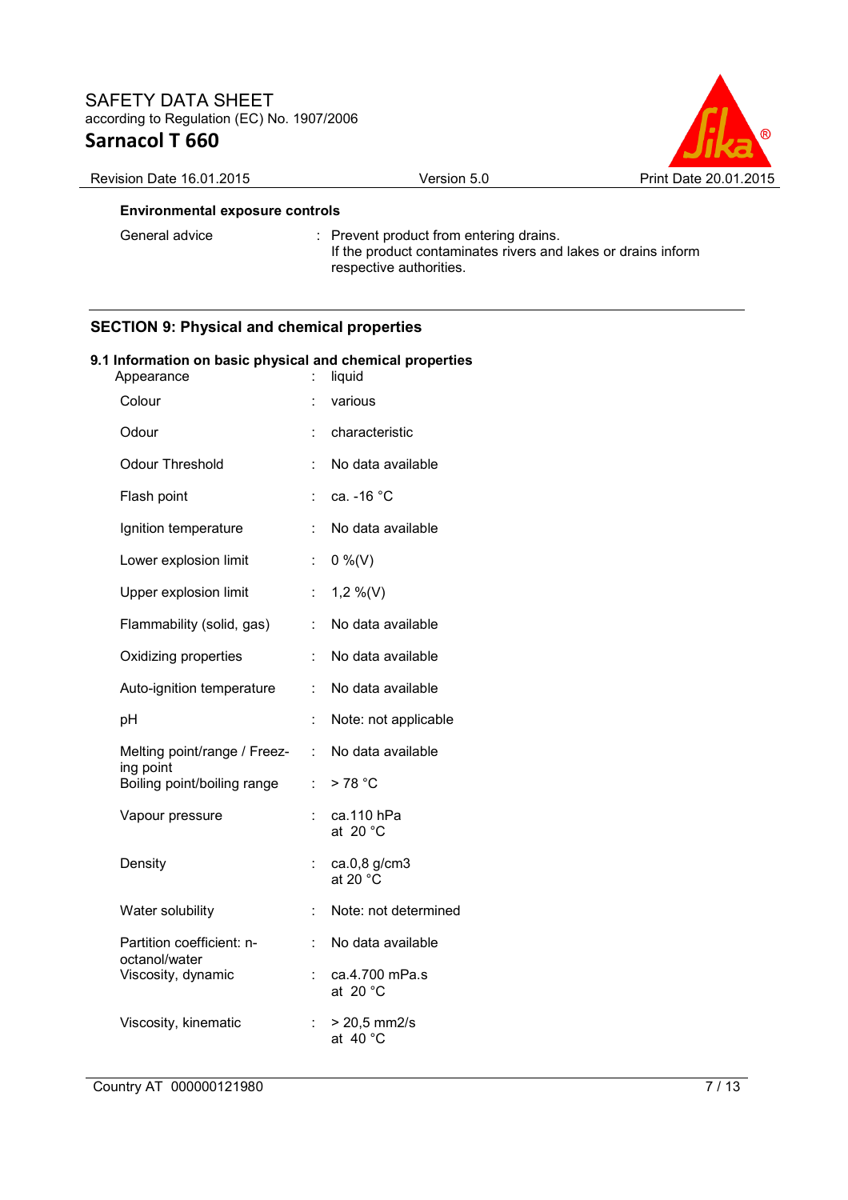**Environmental exposure controls**

| | |
|---|---|
| General advice | : Prevent product from entering drains. If the product contaminates rivers and lakes or drains inform respective authorities. |

## SECTION 9: Physical and chemical properties

### 9.1 Information on basic physical and chemical properties

| | |
|---|---|
| Appearance | : liquid |
| Colour | : various |
| Odour | : characteristic |
| Odour Threshold | : No data available |
| Flash point | : ca. -16 °C |
| Ignition temperature | : No data available |
| Lower explosion limit | : 0 %(V) |
| Upper explosion limit | : 1,2 %(V) |
| Flammability (solid, gas) | : No data available |
| Oxidizing properties | : No data available |
| Auto-ignition temperature | : No data available |
| pH | : Note: not applicable |
| Melting point/range / Freezing point | : No data available |
| Boiling point/boiling range | : > 78 °C |
| Vapour pressure | : ca.110 hPa at 20 °C |
| Density | : ca.0,8 g/cm3 at 20 °C |
| Water solubility | : Note: not determined |
| Partition coefficient: n-octanol/water | : No data available |
| Viscosity, dynamic | : ca.4.700 mPa.s at 20 °C |
| Viscosity, kinematic | : > 20,5 mm2/s at 40 °C |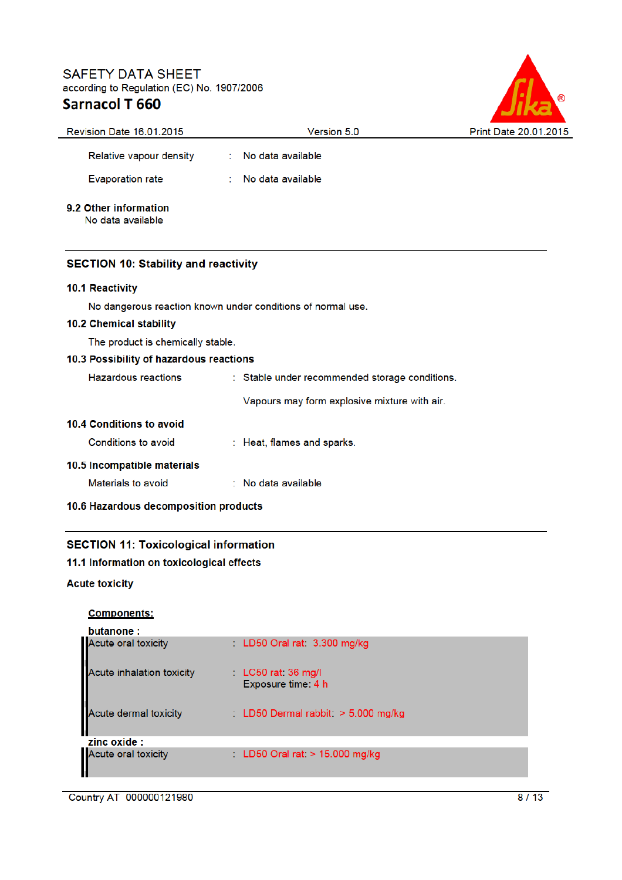| | | |
|---|---|---|
| Relative vapour density | : | No data available |
| Evaporation rate | : | No data available |

**9.2 Other information**

No data available

## SECTION 10: Stability and reactivity

**10.1 Reactivity**

No dangerous reaction known under conditions of normal use.

**10.2 Chemical stability**

The product is chemically stable.

**10.3 Possibility of hazardous reactions**

| | | |
|---|---|---|
| Hazardous reactions | : | Stable under recommended storage conditions. <br> Vapours may form explosive mixture with air. |

**10.4 Conditions to avoid**

| | | |
|---|---|---|
| Conditions to avoid | : | Heat, flames and sparks. |

**10.5 Incompatible materials**

| | | |
|---|---|---|
| Materials to avoid | : | No data available |

**10.6 Hazardous decomposition products**

## SECTION 11: Toxicological information

**11.1 Information on toxicological effects**

**Acute toxicity**

**Components:**

**butanone :**

| | | |
|---|---|---|
| Acute oral toxicity | : | LD50 Oral rat: 3.300 mg/kg |
| Acute inhalation toxicity | : | LC50 rat: 36 mg/l <br> Exposure time: 4 h |
| Acute dermal toxicity | : | LD50 Dermal rabbit: > 5.000 mg/kg |

**zinc oxide :**

| | | |
|---|---|---|
| Acute oral toxicity | : | LD50 Oral rat: > 15.000 mg/kg |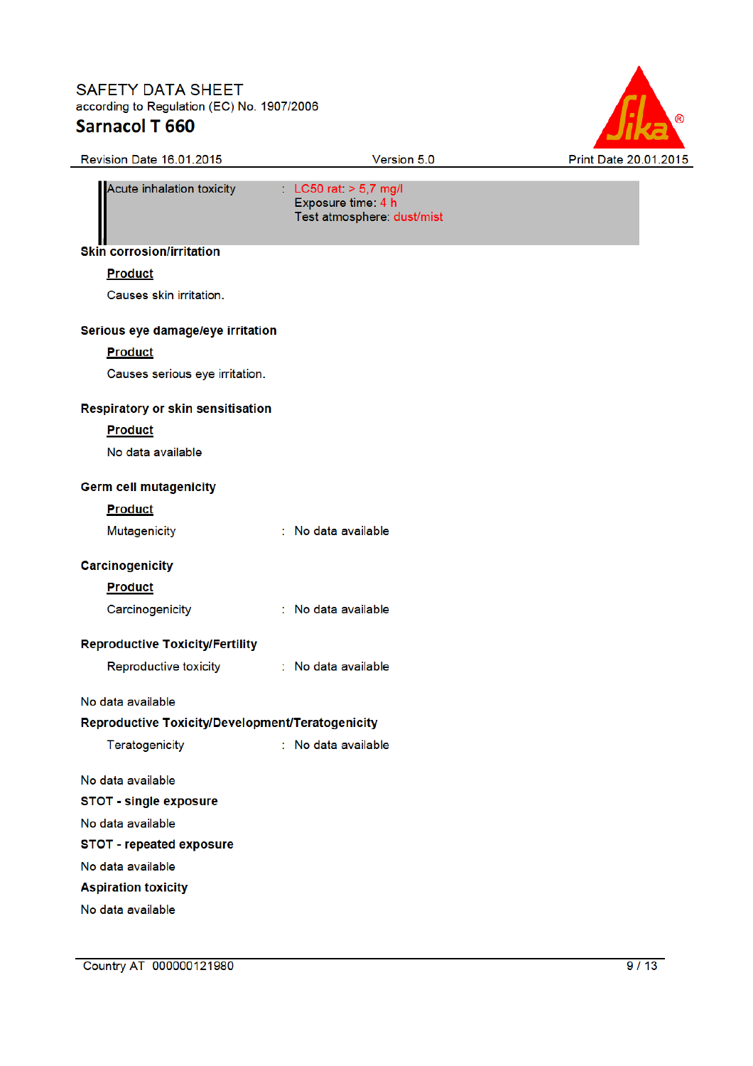| | | |
|---|---|---|
| Acute inhalation toxicity | : | LC50 rat: > 5,7 mg/l<br>Exposure time: 4 h<br>Test atmosphere: dust/mist |

**Skin corrosion/irritation**

**Product**

Causes skin irritation.

**Serious eye damage/eye irritation**

**Product**

Causes serious eye irritation.

**Respiratory or skin sensitisation**

**Product**

No data available

**Germ cell mutagenicity**

**Product**

Mutagenicity : No data available

**Carcinogenicity**

**Product**

Carcinogenicity : No data available

**Reproductive Toxicity/Fertility**

Reproductive toxicity : No data available

No data available

**Reproductive Toxicity/Development/Teratogenicity**

Teratogenicity : No data available

No data available

**STOT - single exposure**

No data available

**STOT - repeated exposure**

No data available

**Aspiration toxicity**

No data available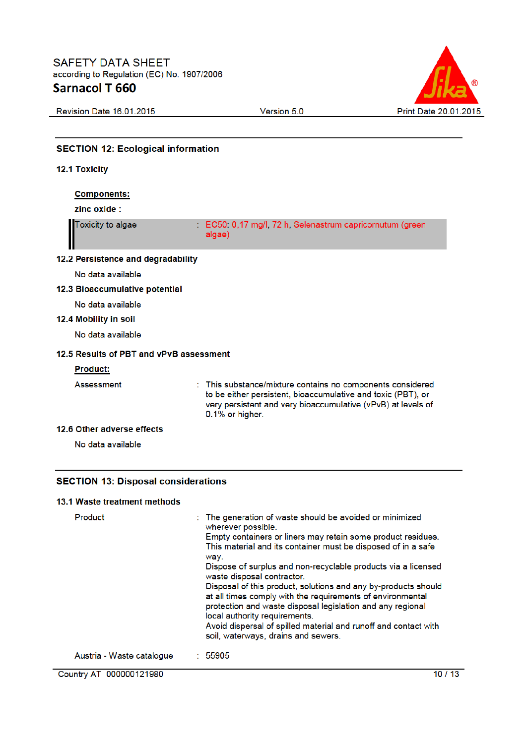## SECTION 12: Ecological information

### 12.1 Toxicity

**Components:**

**zinc oxide :**

Toxicity to algae : EC50: 0,17 mg/l, 72 h, Selenastrum capricornutum (green algae)

### 12.2 Persistence and degradability

No data available

### 12.3 Bioaccumulative potential

No data available

### 12.4 Mobility in soil

No data available

### 12.5 Results of PBT and vPvB assessment

**Product:**

Assessment : This substance/mixture contains no components considered to be either persistent, bioaccumulative and toxic (PBT), or very persistent and very bioaccumulative (vPvB) at levels of 0.1% or higher.

### 12.6 Other adverse effects

No data available

## SECTION 13: Disposal considerations

### 13.1 Waste treatment methods

Product : The generation of waste should be avoided or minimized wherever possible.
Empty containers or liners may retain some product residues.
This material and its container must be disposed of in a safe way.
Dispose of surplus and non-recyclable products via a licensed waste disposal contractor.
Disposal of this product, solutions and any by-products should at all times comply with the requirements of environmental protection and waste disposal legislation and any regional local authority requirements.
Avoid dispersal of spilled material and runoff and contact with soil, waterways, drains and sewers.

Austria - Waste catalogue : 55905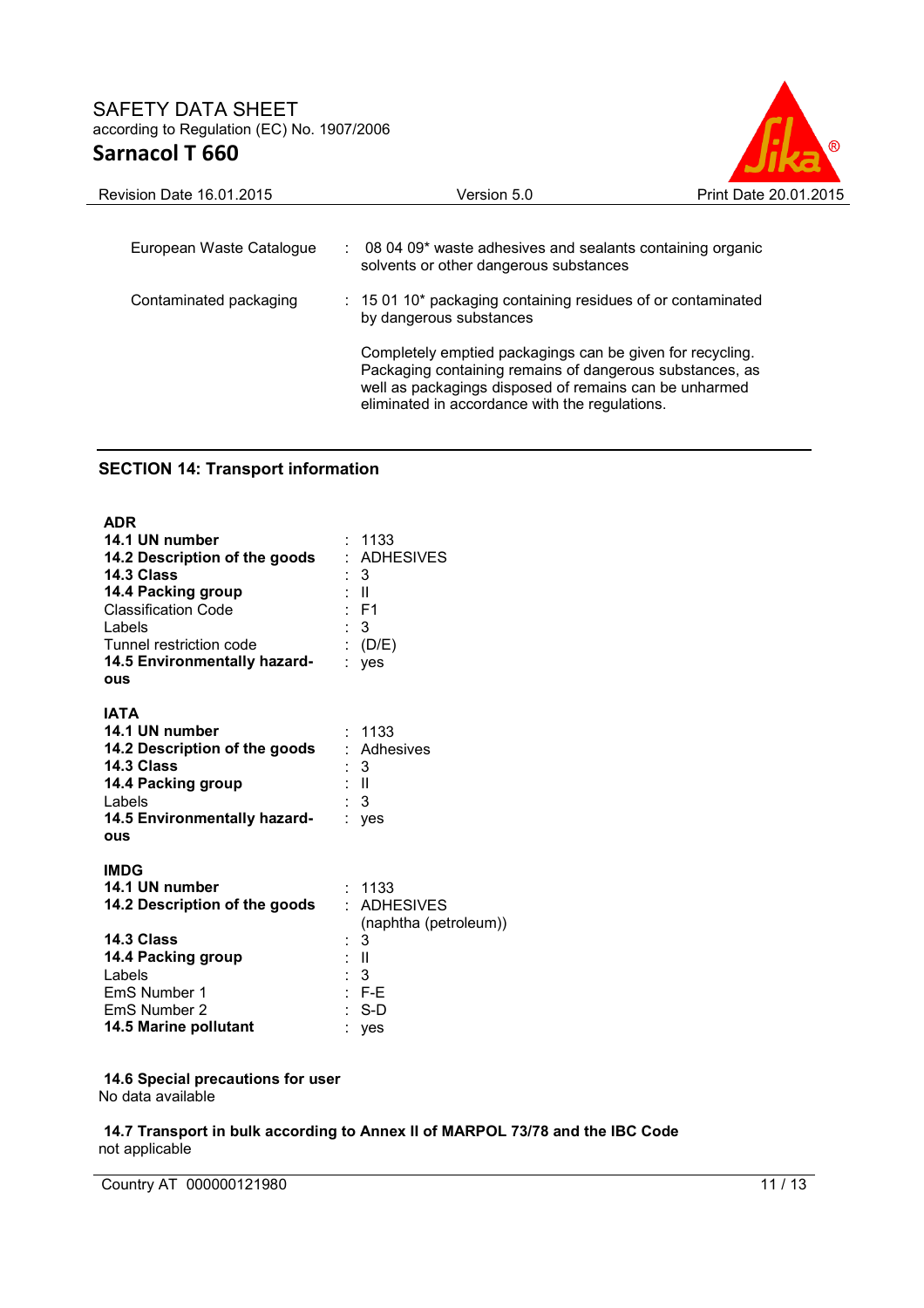| | | |
|---|---|---|
| European Waste Catalogue | : | 08 04 09* waste adhesives and sealants containing organic solvents or other dangerous substances |
| Contaminated packaging | : | 15 01 10* packaging containing residues of or contaminated by dangerous substances |
| | | Completely emptied packagings can be given for recycling. Packaging containing remains of dangerous substances, as well as packagings disposed of remains can be unharmed eliminated in accordance with the regulations. |

## SECTION 14: Transport information

**ADR**

| | | |
|---|---|---|
| **14.1 UN number** | : | 1133 |
| **14.2 Description of the goods** | : | ADHESIVES |
| **14.3 Class** | : | 3 |
| **14.4 Packing group** | : | II |
| Classification Code | : | F1 |
| Labels | : | 3 |
| Tunnel restriction code | : | (D/E) |
| **14.5 Environmentally hazardous** | : | yes |

**IATA**

| | | |
|---|---|---|
| **14.1 UN number** | : | 1133 |
| **14.2 Description of the goods** | : | Adhesives |
| **14.3 Class** | : | 3 |
| **14.4 Packing group** | : | II |
| Labels | : | 3 |
| **14.5 Environmentally hazardous** | : | yes |

**IMDG**

| | | |
|---|---|---|
| **14.1 UN number** | : | 1133 |
| **14.2 Description of the goods** | : | ADHESIVES (naphtha (petroleum)) |
| **14.3 Class** | : | 3 |
| **14.4 Packing group** | : | II |
| Labels | : | 3 |
| EmS Number 1 | : | F-E |
| EmS Number 2 | : | S-D |
| **14.5 Marine pollutant** | : | yes |

**14.6 Special precautions for user**

No data available

**14.7 Transport in bulk according to Annex II of MARPOL 73/78 and the IBC Code**

not applicable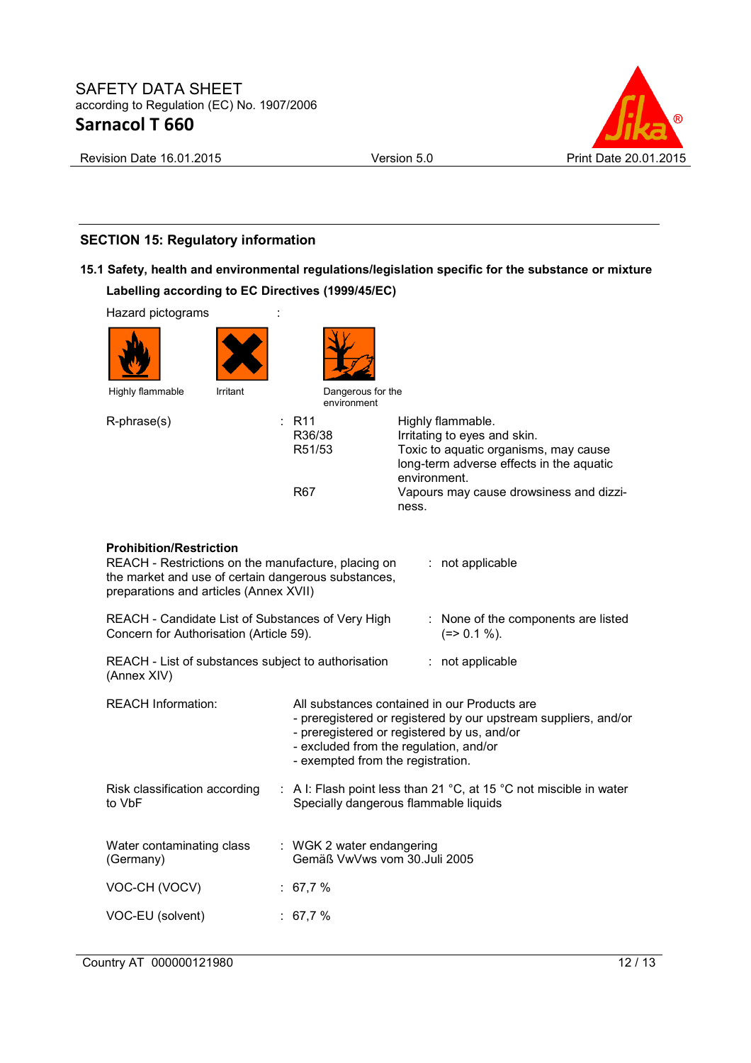## SECTION 15: Regulatory information

### 15.1 Safety, health and environmental regulations/legislation specific for the substance or mixture

**Labelling according to EC Directives (1999/45/EC)**

Hazard pictograms :

Highly flammable | Irritant | Dangerous for the environment

| R-phrase(s) | : | |
|---|---|---|
| | R11 | Highly flammable. |
| | R36/38 | Irritating to eyes and skin. |
| | R51/53 | Toxic to aquatic organisms, may cause long-term adverse effects in the aquatic environment. |
| | R67 | Vapours may cause drowsiness and dizziness. |

**Prohibition/Restriction**

REACH - Restrictions on the manufacture, placing on the market and use of certain dangerous substances, preparations and articles (Annex XVII) : not applicable

REACH - Candidate List of Substances of Very High Concern for Authorisation (Article 59). : None of the components are listed (=> 0.1 %).

REACH - List of substances subject to authorisation (Annex XIV) : not applicable

REACH Information: All substances contained in our Products are
- preregistered or registered by our upstream suppliers, and/or
- preregistered or registered by us, and/or
- excluded from the regulation, and/or
- exempted from the registration.

Risk classification according to VbF : A I: Flash point less than 21 °C, at 15 °C not miscible in water Specially dangerous flammable liquids

Water contaminating class (Germany) : WGK 2 water endangering Gemäß VwVws vom 30.Juli 2005

VOC-CH (VOCV) : 67,7 %

VOC-EU (solvent) : 67,7 %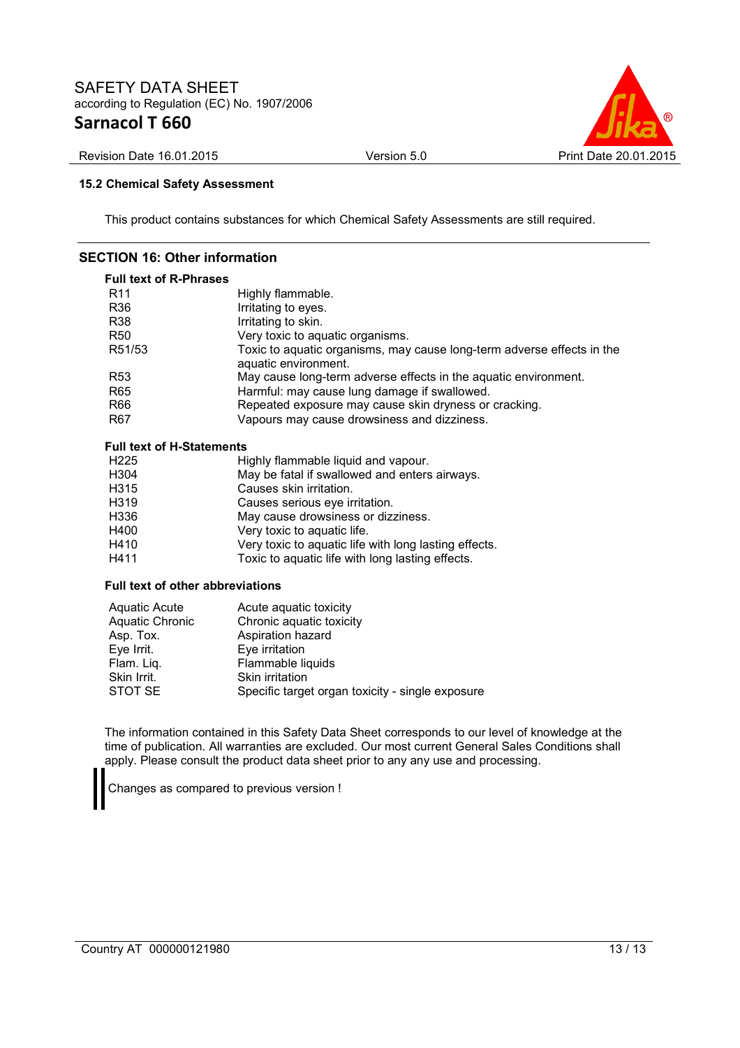### 15.2 Chemical Safety Assessment

This product contains substances for which Chemical Safety Assessments are still required.

## SECTION 16: Other information

**Full text of R-Phrases**

| | |
|---|---|
| R11 | Highly flammable. |
| R36 | Irritating to eyes. |
| R38 | Irritating to skin. |
| R50 | Very toxic to aquatic organisms. |
| R51/53 | Toxic to aquatic organisms, may cause long-term adverse effects in the aquatic environment. |
| R53 | May cause long-term adverse effects in the aquatic environment. |
| R65 | Harmful: may cause lung damage if swallowed. |
| R66 | Repeated exposure may cause skin dryness or cracking. |
| R67 | Vapours may cause drowsiness and dizziness. |

**Full text of H-Statements**

| | |
|---|---|
| H225 | Highly flammable liquid and vapour. |
| H304 | May be fatal if swallowed and enters airways. |
| H315 | Causes skin irritation. |
| H319 | Causes serious eye irritation. |
| H336 | May cause drowsiness or dizziness. |
| H400 | Very toxic to aquatic life. |
| H410 | Very toxic to aquatic life with long lasting effects. |
| H411 | Toxic to aquatic life with long lasting effects. |

**Full text of other abbreviations**

| | |
|---|---|
| Aquatic Acute | Acute aquatic toxicity |
| Aquatic Chronic | Chronic aquatic toxicity |
| Asp. Tox. | Aspiration hazard |
| Eye Irrit. | Eye irritation |
| Flam. Liq. | Flammable liquids |
| Skin Irrit. | Skin irritation |
| STOT SE | Specific target organ toxicity - single exposure |

The information contained in this Safety Data Sheet corresponds to our level of knowledge at the time of publication. All warranties are excluded. Our most current General Sales Conditions shall apply. Please consult the product data sheet prior to any any use and processing.

Changes as compared to previous version !